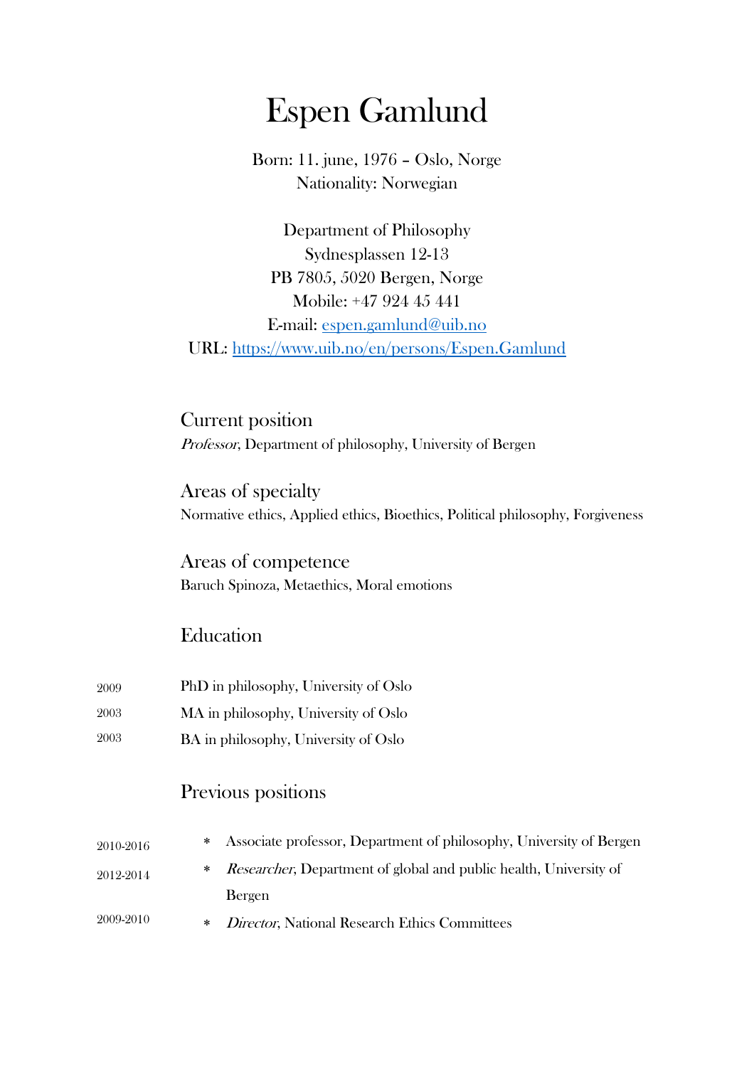# Espen Gamlund

Born: 11. june, 1976 – Oslo, Norge
Nationality: Norwegian

Department of Philosophy
Sydnesplassen 12-13
PB 7805, 5020 Bergen, Norge
Mobile: +47 924 45 441
E-mail: [espen.gamlund@uib.no](mailto:espen.gamlund@uib.no)
URL: [https://www.uib.no/en/persons/Espen.Gamlund](https://www.uib.no/en/persons/Espen.Gamlund)

## Current position

*Professor*, Department of philosophy, University of Bergen

## Areas of specialty

Normative ethics, Applied ethics, Bioethics, Political philosophy, Forgiveness

## Areas of competence

Baruch Spinoza, Metaethics, Moral emotions

## Education

2009 PhD in philosophy, University of Oslo

2003 MA in philosophy, University of Oslo

2003 BA in philosophy, University of Oslo

## Previous positions

2010-2016 * Associate professor, Department of philosophy, University of Bergen

2012-2014 * *Researcher*, Department of global and public health, University of Bergen

2009-2010 * *Director*, National Research Ethics Committees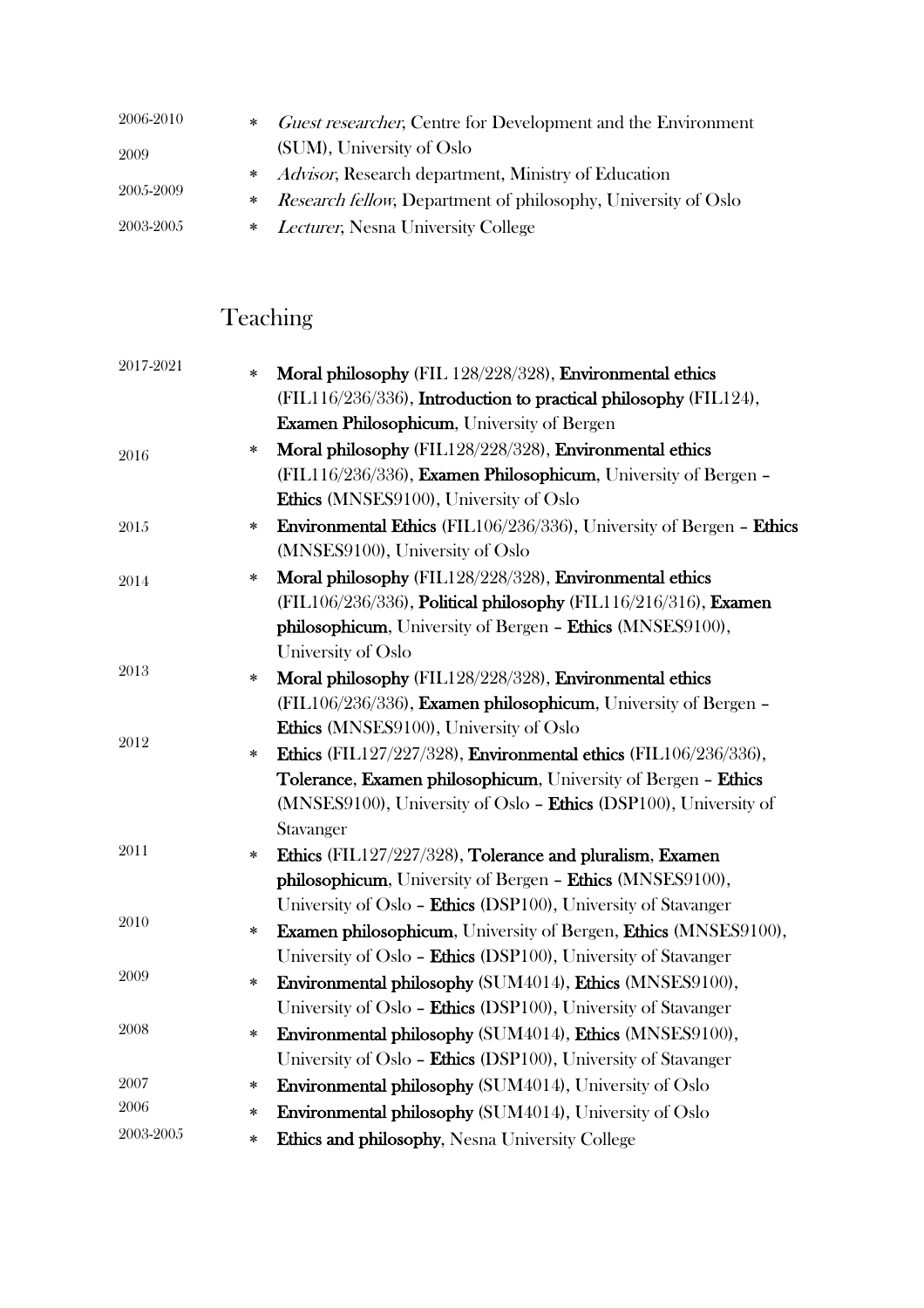- 2006-2010 *Guest researcher*, Centre for Development and the Environment (SUM), University of Oslo
- 2009 *Advisor*, Research department, Ministry of Education
- 2005-2009 *Research fellow*, Department of philosophy, University of Oslo
- 2003-2005 *Lecturer*, Nesna University College

## Teaching

- 2017-2021 **Moral philosophy** (FIL 128/228/328), **Environmental ethics** (FIL116/236/336), **Introduction to practical philosophy** (FIL124), **Examen Philosophicum**, University of Bergen
- 2016 **Moral philosophy** (FIL128/228/328), **Environmental ethics** (FIL116/236/336), **Examen Philosophicum**, University of Bergen – **Ethics** (MNSES9100), University of Oslo
- 2015 **Environmental Ethics** (FIL106/236/336), University of Bergen – **Ethics** (MNSES9100), University of Oslo
- 2014 **Moral philosophy** (FIL128/228/328), **Environmental ethics** (FIL106/236/336), **Political philosophy** (FIL116/216/316), **Examen philosophicum**, University of Bergen – **Ethics** (MNSES9100), University of Oslo
- 2013 **Moral philosophy** (FIL128/228/328), **Environmental ethics** (FIL106/236/336), **Examen philosophicum**, University of Bergen – **Ethics** (MNSES9100), University of Oslo
- 2012 **Ethics** (FIL127/227/328), **Environmental ethics** (FIL106/236/336), **Tolerance**, **Examen philosophicum**, University of Bergen – **Ethics** (MNSES9100), University of Oslo – **Ethics** (DSP100), University of Stavanger
- 2011 **Ethics** (FIL127/227/328), **Tolerance and pluralism**, **Examen philosophicum**, University of Bergen – **Ethics** (MNSES9100), University of Oslo – **Ethics** (DSP100), University of Stavanger
- 2010 **Examen philosophicum**, University of Bergen, **Ethics** (MNSES9100), University of Oslo – **Ethics** (DSP100), University of Stavanger
- 2009 **Environmental philosophy** (SUM4014), **Ethics** (MNSES9100), University of Oslo – **Ethics** (DSP100), University of Stavanger
- 2008 **Environmental philosophy** (SUM4014), **Ethics** (MNSES9100), University of Oslo – **Ethics** (DSP100), University of Stavanger
- 2007 **Environmental philosophy** (SUM4014), University of Oslo
- 2006 **Environmental philosophy** (SUM4014), University of Oslo
- 2003-2005 **Ethics and philosophy**, Nesna University College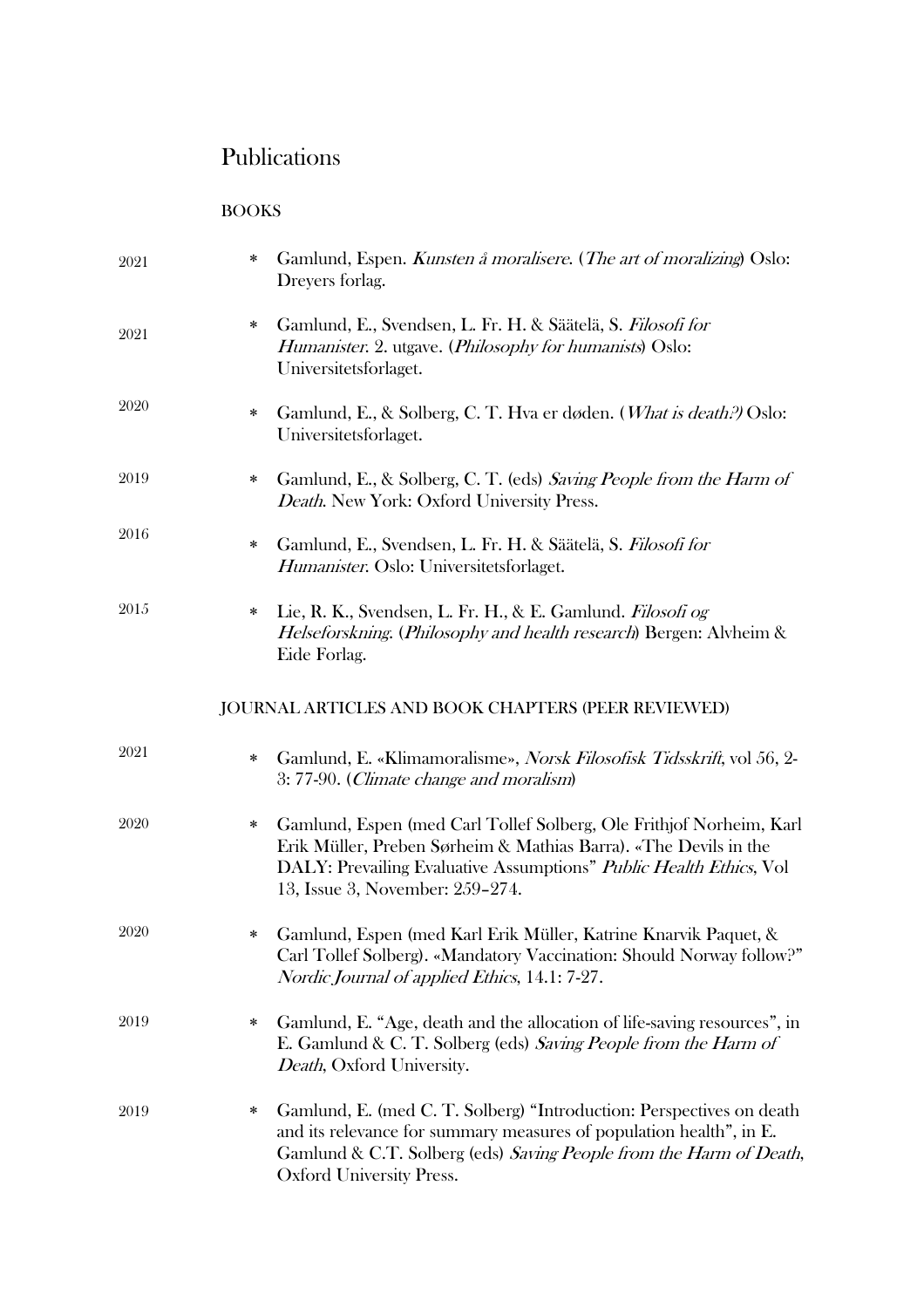# Publications

## BOOKS

2021
- Gamlund, Espen. *Kunsten å moralisere*. (*The art of moralizing*) Oslo: Dreyers forlag.

2021
- Gamlund, E., Svendsen, L. Fr. H. & Säätelä, S. *Filosofi for Humanister*. 2. utgave. (*Philosophy for humanists*) Oslo: Universitetsforlaget.

2020
- Gamlund, E., & Solberg, C. T. Hva er døden. (*What is death?)* Oslo: Universitetsforlaget.

2019
- Gamlund, E., & Solberg, C. T. (eds) *Saving People from the Harm of Death*. New York: Oxford University Press.

2016
- Gamlund, E., Svendsen, L. Fr. H. & Säätelä, S. *Filosofi for Humanister*. Oslo: Universitetsforlaget.

2015
- Lie, R. K., Svendsen, L. Fr. H., & E. Gamlund. *Filosofi og Helseforskning*. (*Philosophy and health research*) Bergen: Alvheim & Eide Forlag.

## JOURNAL ARTICLES AND BOOK CHAPTERS (PEER REVIEWED)

2021
- Gamlund, E. «Klimamoralisme», *Norsk Filosofisk Tidsskrift*, vol 56, 2-3: 77-90. (*Climate change and moralism*)

2020
- Gamlund, Espen (med Carl Tollef Solberg, Ole Frithjof Norheim, Karl Erik Müller, Preben Sørheim & Mathias Barra). «The Devils in the DALY: Prevailing Evaluative Assumptions" *Public Health Ethics*, Vol 13, Issue 3, November: 259–274.

2020
- Gamlund, Espen (med Karl Erik Müller, Katrine Knarvik Paquet, & Carl Tollef Solberg). «Mandatory Vaccination: Should Norway follow?" *Nordic Journal of applied Ethics*, 14.1: 7-27.

2019
- Gamlund, E. "Age, death and the allocation of life-saving resources", in E. Gamlund & C. T. Solberg (eds) *Saving People from the Harm of Death*, Oxford University.

2019
- Gamlund, E. (med C. T. Solberg) "Introduction: Perspectives on death and its relevance for summary measures of population health", in E. Gamlund & C.T. Solberg (eds) *Saving People from the Harm of Death*, Oxford University Press.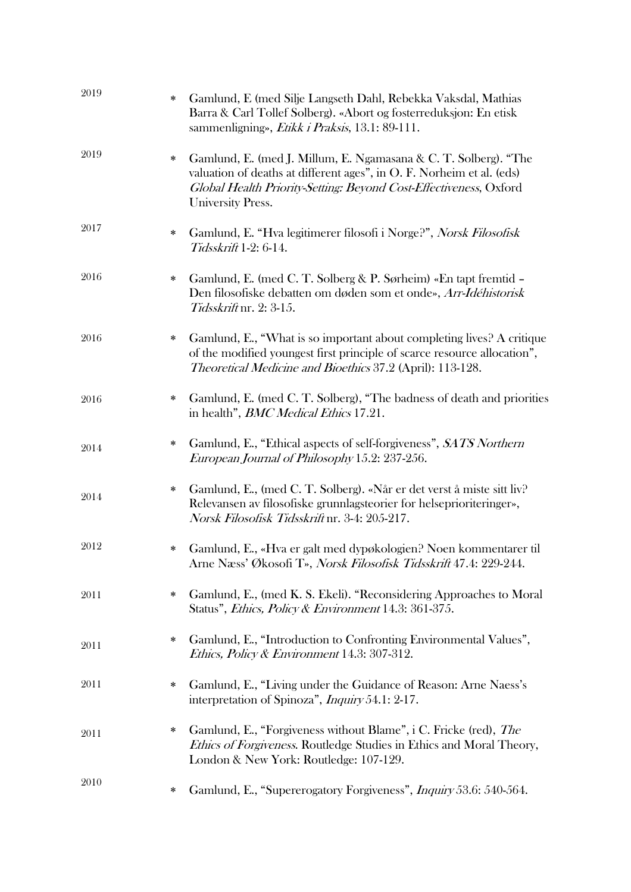2019

* Gamlund, E (med Silje Langseth Dahl, Rebekka Vaksdal, Mathias Barra & Carl Tollef Solberg). «Abort og fosterreduksjon: En etisk sammenligning», *Etikk i Praksis*, 13.1: 89-111.

2019

* Gamlund, E. (med J. Millum, E. Ngamasana & C. T. Solberg). "The valuation of deaths at different ages", in O. F. Norheim et al. (eds) *Global Health Priority-Setting: Beyond Cost-Effectiveness*, Oxford University Press.

2017

* Gamlund, E. "Hva legitimerer filosofi i Norge?", *Norsk Filosofisk Tidsskrift* 1-2: 6-14.

2016

* Gamlund, E. (med C. T. Solberg & P. Sørheim) «En tapt fremtid – Den filosofiske debatten om døden som et onde», *Arr-Idéhistorisk Tidsskrift* nr. 2: 3-15.

2016

* Gamlund, E., "What is so important about completing lives? A critique of the modified youngest first principle of scarce resource allocation", *Theoretical Medicine and Bioethics* 37.2 (April): 113-128.

2016

* Gamlund, E. (med C. T. Solberg), "The badness of death and priorities in health", *BMC Medical Ethics* 17.21.

2014

* Gamlund, E., "Ethical aspects of self-forgiveness", *SATS Northern European Journal of Philosophy* 15.2: 237-256.

2014

* Gamlund, E., (med C. T. Solberg). «Når er det verst å miste sitt liv? Relevansen av filosofiske grunnlagsteorier for helseprioriteringer», *Norsk Filosofisk Tidsskrift* nr. 3-4: 205-217.

2012

* Gamlund, E., «Hva er galt med dypøkologien? Noen kommentarer til Arne Næss' Økosofi T», *Norsk Filosofisk Tidsskrift* 47.4: 229-244.

2011

* Gamlund, E., (med K. S. Ekeli). "Reconsidering Approaches to Moral Status", *Ethics, Policy & Environment* 14.3: 361-375.

2011

* Gamlund, E., "Introduction to Confronting Environmental Values", *Ethics, Policy & Environment* 14.3: 307-312.

2011

* Gamlund, E., "Living under the Guidance of Reason: Arne Naess's interpretation of Spinoza", *Inquiry* 54.1: 2-17.

2011

* Gamlund, E., "Forgiveness without Blame", i C. Fricke (red), *The Ethics of Forgiveness*. Routledge Studies in Ethics and Moral Theory, London & New York: Routledge: 107-129.

2010

* Gamlund, E., "Supererogatory Forgiveness", *Inquiry* 53.6: 540-564.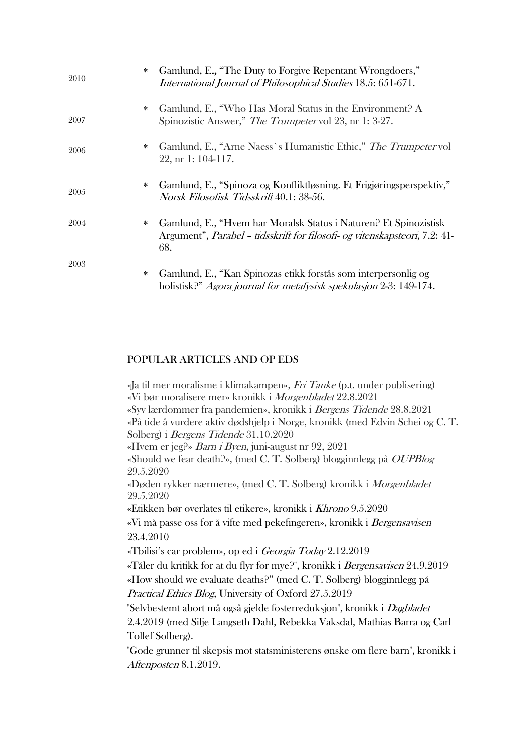2010

* Gamlund, E., "The Duty to Forgive Repentant Wrongdoers," *International Journal of Philosophical Studies* 18.5: 651-671.

2007

* Gamlund, E., "Who Has Moral Status in the Environment? A Spinozistic Answer," *The Trumpeter* vol 23, nr 1: 3-27.

2006

* Gamlund, E., "Arne Naess`s Humanistic Ethic," *The Trumpeter* vol 22, nr 1: 104-117.

2005

* Gamlund, E., "Spinoza og Konfliktløsning. Et Frigjøringsperspektiv," *Norsk Filosofisk Tidsskrift* 40.1: 38-56.

2004

* Gamlund, E., "Hvem har Moralsk Status i Naturen? Et Spinozistisk Argument", *Parabel – tidsskrift for filosofi- og vitenskapsteori*, 7.2: 41-68.

2003

* Gamlund, E., "Kan Spinozas etikk forstås som interpersonlig og holistisk?" *Agora journal for metafysisk spekulasjon* 2-3: 149-174.

## POPULAR ARTICLES AND OP EDS

«Ja til mer moralisme i klimakampen», *Fri Tanke* (p.t. under publisering)
«Vi bør moralisere mer» kronikk i *Morgenbladet* 22.8.2021
«Syv lærdommer fra pandemien», kronikk i *Bergens Tidende* 28.8.2021
«På tide å vurdere aktiv dødshjelp i Norge, kronikk (med Edvin Schei og C. T. Solberg) i *Bergens Tidende* 31.10.2020
«Hvem er jeg?» *Barn i Byen*, juni-august nr 92, 2021
«Should we fear death?», (med C. T. Solberg) blogginnlegg på *OUPBlog* 29.5.2020
«Døden rykker nærmere», (med C. T. Solberg) kronikk i *Morgenbladet* 29.5.2020
«Etikken bør overlates til etikere», kronikk i *Khrono* 9.5.2020
«Vi må passe oss for å vifte med pekefingeren», kronikk i *Bergensavisen* 23.4.2010
«Tbilisi's car problem», op ed i *Georgia Today* 2.12.2019
«Tåler du kritikk for at du flyr for mye?", kronikk i *Bergensavisen* 24.9.2019
«How should we evaluate deaths?" (med C. T. Solberg) blogginnlegg på *Practical Ethics Blog*, University of Oxford 27.5.2019
"Selvbestemt abort må også gjelde fosterreduksjon", kronikk i *Dagbladet* 2.4.2019 (med Silje Langseth Dahl, Rebekka Vaksdal, Mathias Barra og Carl Tollef Solberg).
"Gode grunner til skepsis mot statsministerens ønske om flere barn", kronikk i *Aftenposten* 8.1.2019.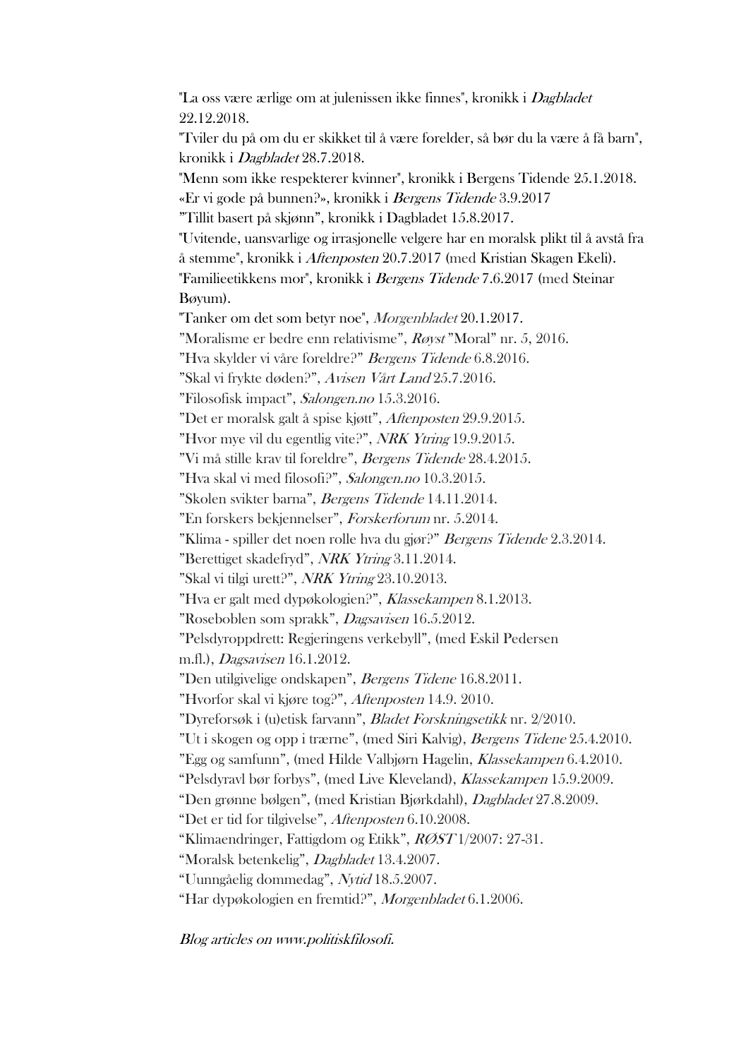"La oss være ærlige om at julenissen ikke finnes", kronikk i *Dagbladet* 22.12.2018.

"Tviler du på om du er skikket til å være forelder, så bør du la være å få barn", kronikk i *Dagbladet* 28.7.2018.

"Menn som ikke respekterer kvinner", kronikk i Bergens Tidende 25.1.2018.

«Er vi gode på bunnen?», kronikk i *Bergens Tidende* 3.9.2017

"Tillit basert på skjønn", kronikk i Dagbladet 15.8.2017.

"Uvitende, uansvarlige og irrasjonelle velgere har en moralsk plikt til å avstå fra å stemme", kronikk i *Aftenposten* 20.7.2017 (med Kristian Skagen Ekeli).

"Familieetikkens mor", kronikk i *Bergens Tidende* 7.6.2017 (med Steinar Bøyum).

"Tanker om det som betyr noe", *Morgenbladet* 20.1.2017.

"Moralisme er bedre enn relativisme", *Røyst* "Moral" nr. 5, 2016.

"Hva skylder vi våre foreldre?" *Bergens Tidende* 6.8.2016.

"Skal vi frykte døden?", *Avisen Vårt Land* 25.7.2016.

"Filosofisk impact", *Salongen.no* 15.3.2016.

"Det er moralsk galt å spise kjøtt", *Aftenposten* 29.9.2015.

"Hvor mye vil du egentlig vite?", *NRK Ytring* 19.9.2015.

"Vi må stille krav til foreldre", *Bergens Tidende* 28.4.2015.

"Hva skal vi med filosofi?", *Salongen.no* 10.3.2015.

"Skolen svikter barna", *Bergens Tidende* 14.11.2014.

"En forskers bekjennelser", *Forskerforum* nr. 5.2014.

"Klima - spiller det noen rolle hva du gjør?" *Bergens Tidende* 2.3.2014.

"Berettiget skadefryd", *NRK Ytring* 3.11.2014.

"Skal vi tilgi urett?", *NRK Ytring* 23.10.2013.

"Hva er galt med dypøkologien?", *Klassekampen* 8.1.2013.

"Roseboblen som sprakk", *Dagsavisen* 16.5.2012.

"Pelsdyroppdrett: Regjeringens verkebyll", (med Eskil Pedersen m.fl.), *Dagsavisen* 16.1.2012.

"Den utilgivelige ondskapen", *Bergens Tidene* 16.8.2011.

"Hvorfor skal vi kjøre tog?", *Aftenposten* 14.9. 2010.

"Dyreforsøk i (u)etisk farvann", *Bladet Forskningsetikk* nr. 2/2010.

"Ut i skogen og opp i trærne", (med Siri Kalvig), *Bergens Tidene* 25.4.2010.

"Egg og samfunn", (med Hilde Valbjørn Hagelin, *Klassekampen* 6.4.2010.

"Pelsdyravl bør forbys", (med Live Kleveland), *Klassekampen* 15.9.2009.

"Den grønne bølgen", (med Kristian Bjørkdahl), *Dagbladet* 27.8.2009.

"Det er tid for tilgivelse", *Aftenposten* 6.10.2008.

"Klimaendringer, Fattigdom og Etikk", *RØST* 1/2007: 27-31.

"Moralsk betenkelig", *Dagbladet* 13.4.2007.

"Uunngåelig dommedag", *Nytid* 18.5.2007.

"Har dypøkologien en fremtid?", *Morgenbladet* 6.1.2006.

*Blog articles on www.politiskfilosofi.*